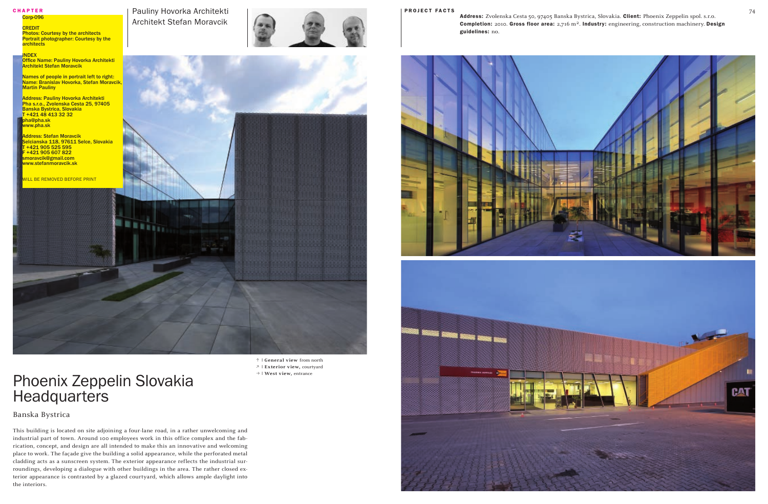CHAPTER

Corp-096

CREDIT
Photos: Courtesy by the architects
Portrait photographer: Courtesy by the architects

INDEX
Office Name: Pauliny Hovorka Architekti Architekt Stefan Moravcik

Names of people in portrait left to right:
Name: Branislav Hovorka, Stefan Moravcik, Martin Pauliny

Address: Pauliny Hovorka Architekti Pha s.r.o., Zvolenska Cesta 25, 97405 Banska Bystrica, Slovakia
T +421 48 413 32 32
pha@pha.sk
www.pha.sk

Address: Stefan Moravcik
Selcianska 118, 97611 Selce, Slovakia
T +421 905 525 595
F +421 905 607 822
smoravcik@gmail.com
www.stefanmoravcik.sk

WILL BE REMOVED BEFORE PRINT

Pauliny Hovorka Architekti
Architekt Stefan Moravcik

↑ | **General view** from north
↗ | **Exterior view,** courtyard
→ | **West view,** entrance

# Phoenix Zeppelin Slovakia Headquarters

## Banska Bystrica

This building is located on site adjoining a four-lane road, in a rather unwelcoming and industrial part of town. Around 100 employees work in this office complex and the fabrication, concept, and design are all intended to make this an innovative and welcoming place to work. The façade give the building a solid appearance, while the perforated metal cladding acts as a sunscreen system. The exterior appearance reflects the industrial surroundings, developing a dialogue with other buildings in the area. The rather closed exterior appearance is contrasted by a glazed courtyard, which allows ample daylight into the interiors.

PROJECT FACTS

**Address:** Zvolenska Cesta 50, 97405 Banska Bystrica, Slovakia. **Client:** Phoenix Zeppelin spol. s.r.o. **Completion:** 2010. **Gross floor area:** 2,716 m². **Industry:** engineering, construction machinery. **Design guidelines:** no.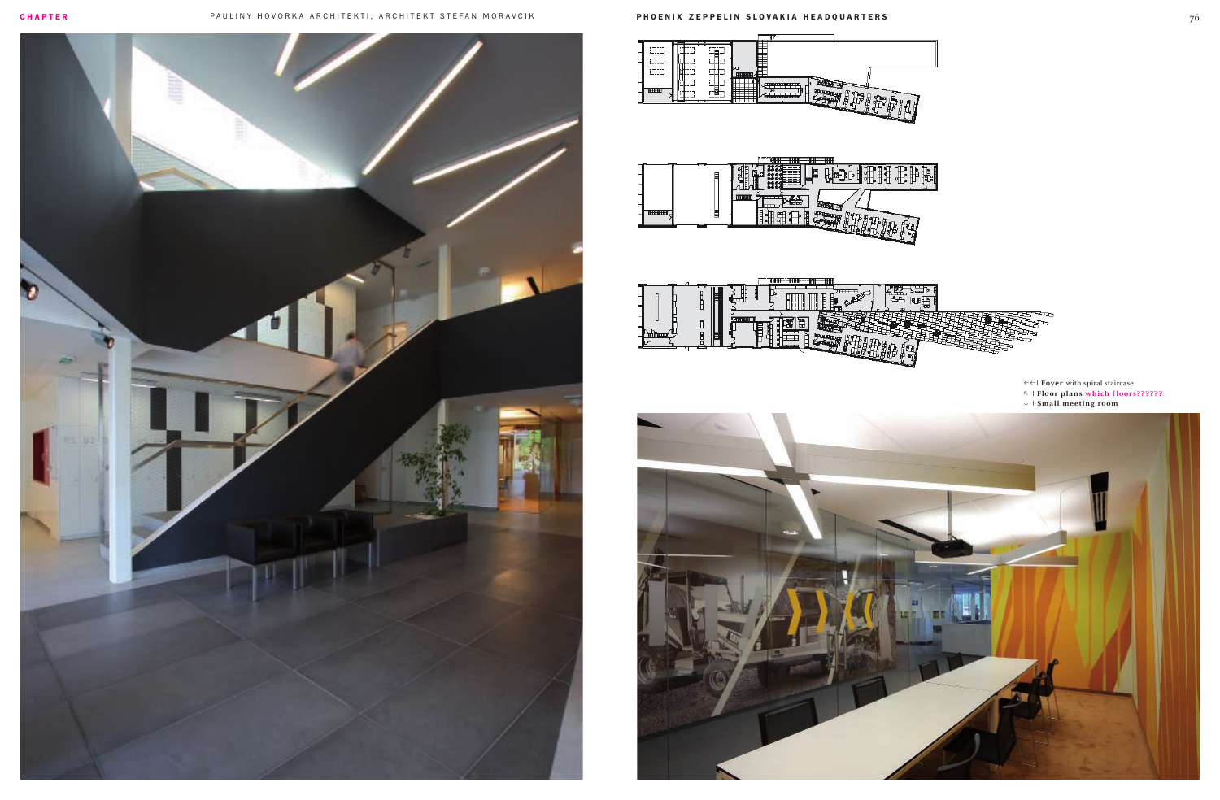← ← | **Foyer** with spiral staircase
↖ | **Floor plans which floors??????**
↓ | **Small meeting room**